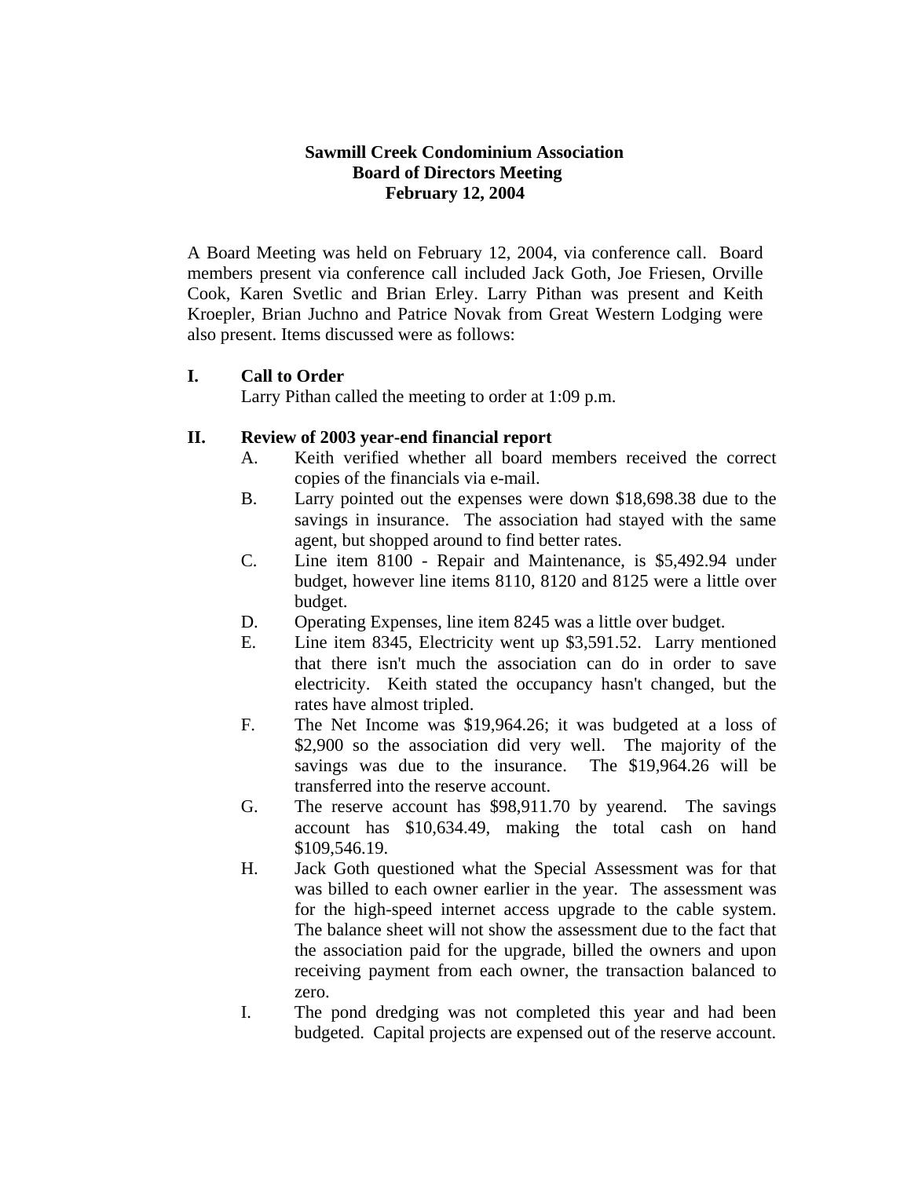# Sawmill Creek Condominium Association
## Board of Directors Meeting
## February 12, 2004

A Board Meeting was held on February 12, 2004, via conference call. Board members present via conference call included Jack Goth, Joe Friesen, Orville Cook, Karen Svetlic and Brian Erley. Larry Pithan was present and Keith Kroepler, Brian Juchno and Patrice Novak from Great Western Lodging were also present. Items discussed were as follows:

**I. Call to Order**

Larry Pithan called the meeting to order at 1:09 p.m.

**II. Review of 2003 year-end financial report**

A. Keith verified whether all board members received the correct copies of the financials via e-mail.

B. Larry pointed out the expenses were down $18,698.38 due to the savings in insurance. The association had stayed with the same agent, but shopped around to find better rates.

C. Line item 8100 - Repair and Maintenance, is $5,492.94 under budget, however line items 8110, 8120 and 8125 were a little over budget.

D. Operating Expenses, line item 8245 was a little over budget.

E. Line item 8345, Electricity went up $3,591.52. Larry mentioned that there isn't much the association can do in order to save electricity. Keith stated the occupancy hasn't changed, but the rates have almost tripled.

F. The Net Income was $19,964.26; it was budgeted at a loss of $2,900 so the association did very well. The majority of the savings was due to the insurance. The $19,964.26 will be transferred into the reserve account.

G. The reserve account has $98,911.70 by yearend. The savings account has $10,634.49, making the total cash on hand $109,546.19.

H. Jack Goth questioned what the Special Assessment was for that was billed to each owner earlier in the year. The assessment was for the high-speed internet access upgrade to the cable system. The balance sheet will not show the assessment due to the fact that the association paid for the upgrade, billed the owners and upon receiving payment from each owner, the transaction balanced to zero.

I. The pond dredging was not completed this year and had been budgeted. Capital projects are expensed out of the reserve account.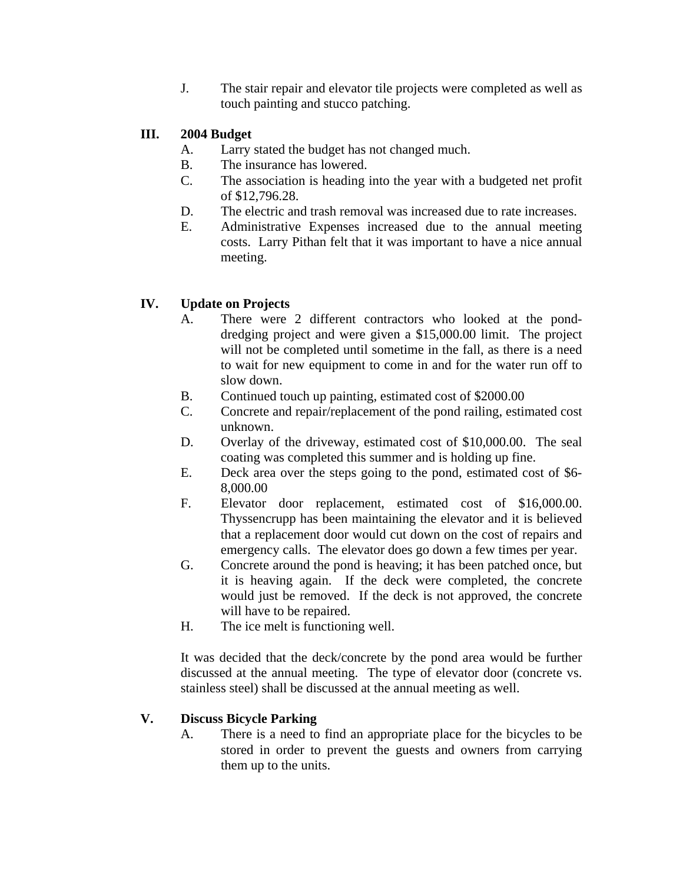J. The stair repair and elevator tile projects were completed as well as touch painting and stucco patching.

## III. 2004 Budget

A. Larry stated the budget has not changed much.

B. The insurance has lowered.

C. The association is heading into the year with a budgeted net profit of $12,796.28.

D. The electric and trash removal was increased due to rate increases.

E. Administrative Expenses increased due to the annual meeting costs. Larry Pithan felt that it was important to have a nice annual meeting.

## IV. Update on Projects

A. There were 2 different contractors who looked at the pond-dredging project and were given a $15,000.00 limit. The project will not be completed until sometime in the fall, as there is a need to wait for new equipment to come in and for the water run off to slow down.

B. Continued touch up painting, estimated cost of $2000.00

C. Concrete and repair/replacement of the pond railing, estimated cost unknown.

D. Overlay of the driveway, estimated cost of $10,000.00. The seal coating was completed this summer and is holding up fine.

E. Deck area over the steps going to the pond, estimated cost of $6-8,000.00

F. Elevator door replacement, estimated cost of $16,000.00. Thyssencrupp has been maintaining the elevator and it is believed that a replacement door would cut down on the cost of repairs and emergency calls. The elevator does go down a few times per year.

G. Concrete around the pond is heaving; it has been patched once, but it is heaving again. If the deck were completed, the concrete would just be removed. If the deck is not approved, the concrete will have to be repaired.

H. The ice melt is functioning well.

It was decided that the deck/concrete by the pond area would be further discussed at the annual meeting. The type of elevator door (concrete vs. stainless steel) shall be discussed at the annual meeting as well.

## V. Discuss Bicycle Parking

A. There is a need to find an appropriate place for the bicycles to be stored in order to prevent the guests and owners from carrying them up to the units.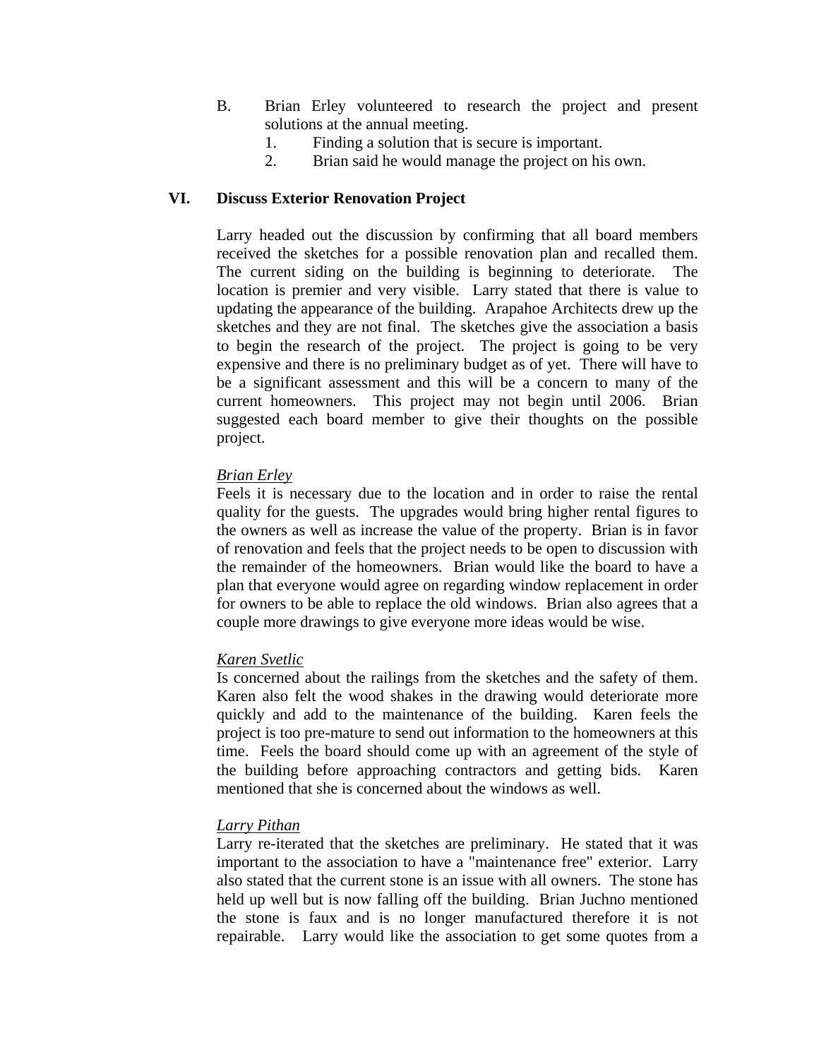B. Brian Erley volunteered to research the project and present solutions at the annual meeting.
   1. Finding a solution that is secure is important.
   2. Brian said he would manage the project on his own.

## VI. Discuss Exterior Renovation Project

Larry headed out the discussion by confirming that all board members received the sketches for a possible renovation plan and recalled them. The current siding on the building is beginning to deteriorate. The location is premier and very visible. Larry stated that there is value to updating the appearance of the building. Arapahoe Architects drew up the sketches and they are not final. The sketches give the association a basis to begin the research of the project. The project is going to be very expensive and there is no preliminary budget as of yet. There will have to be a significant assessment and this will be a concern to many of the current homeowners. This project may not begin until 2006. Brian suggested each board member to give their thoughts on the possible project.

*Brian Erley*
Feels it is necessary due to the location and in order to raise the rental quality for the guests. The upgrades would bring higher rental figures to the owners as well as increase the value of the property. Brian is in favor of renovation and feels that the project needs to be open to discussion with the remainder of the homeowners. Brian would like the board to have a plan that everyone would agree on regarding window replacement in order for owners to be able to replace the old windows. Brian also agrees that a couple more drawings to give everyone more ideas would be wise.

*Karen Svetlic*
Is concerned about the railings from the sketches and the safety of them. Karen also felt the wood shakes in the drawing would deteriorate more quickly and add to the maintenance of the building. Karen feels the project is too pre-mature to send out information to the homeowners at this time. Feels the board should come up with an agreement of the style of the building before approaching contractors and getting bids. Karen mentioned that she is concerned about the windows as well.

*Larry Pithan*
Larry re-iterated that the sketches are preliminary. He stated that it was important to the association to have a "maintenance free" exterior. Larry also stated that the current stone is an issue with all owners. The stone has held up well but is now falling off the building. Brian Juchno mentioned the stone is faux and is no longer manufactured therefore it is not repairable. Larry would like the association to get some quotes from a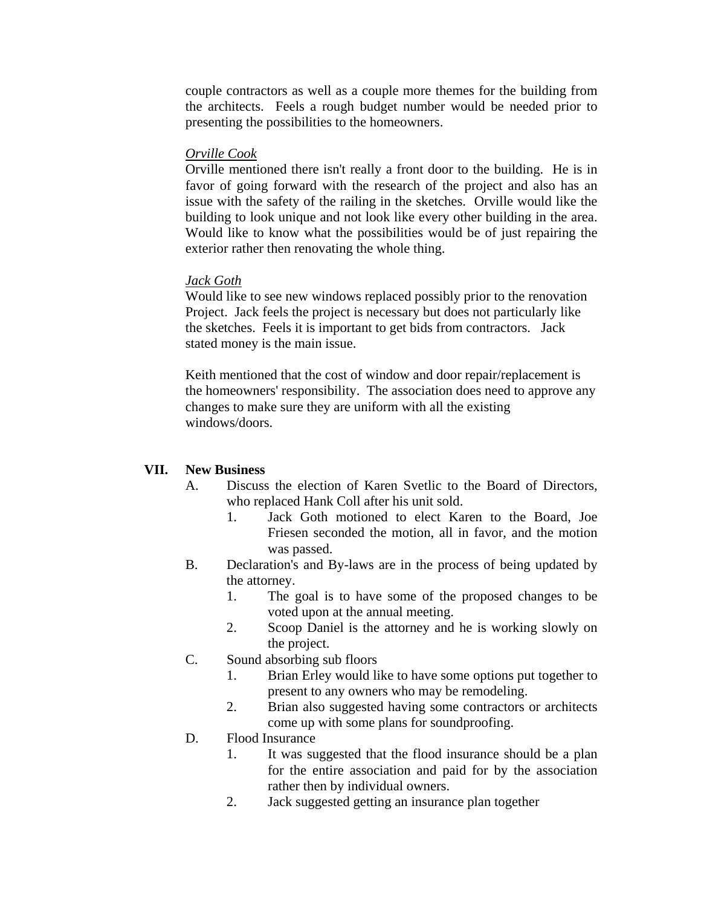couple contractors as well as a couple more themes for the building from the architects. Feels a rough budget number would be needed prior to presenting the possibilities to the homeowners.

*Orville Cook*
Orville mentioned there isn't really a front door to the building. He is in favor of going forward with the research of the project and also has an issue with the safety of the railing in the sketches. Orville would like the building to look unique and not look like every other building in the area. Would like to know what the possibilities would be of just repairing the exterior rather then renovating the whole thing.

*Jack Goth*
Would like to see new windows replaced possibly prior to the renovation Project. Jack feels the project is necessary but does not particularly like the sketches. Feels it is important to get bids from contractors. Jack stated money is the main issue.

Keith mentioned that the cost of window and door repair/replacement is the homeowners' responsibility. The association does need to approve any changes to make sure they are uniform with all the existing windows/doors.

**VII. New Business**

A. Discuss the election of Karen Svetlic to the Board of Directors, who replaced Hank Coll after his unit sold.
   1. Jack Goth motioned to elect Karen to the Board, Joe Friesen seconded the motion, all in favor, and the motion was passed.

B. Declaration's and By-laws are in the process of being updated by the attorney.
   1. The goal is to have some of the proposed changes to be voted upon at the annual meeting.
   2. Scoop Daniel is the attorney and he is working slowly on the project.

C. Sound absorbing sub floors
   1. Brian Erley would like to have some options put together to present to any owners who may be remodeling.
   2. Brian also suggested having some contractors or architects come up with some plans for soundproofing.

D. Flood Insurance
   1. It was suggested that the flood insurance should be a plan for the entire association and paid for by the association rather then by individual owners.
   2. Jack suggested getting an insurance plan together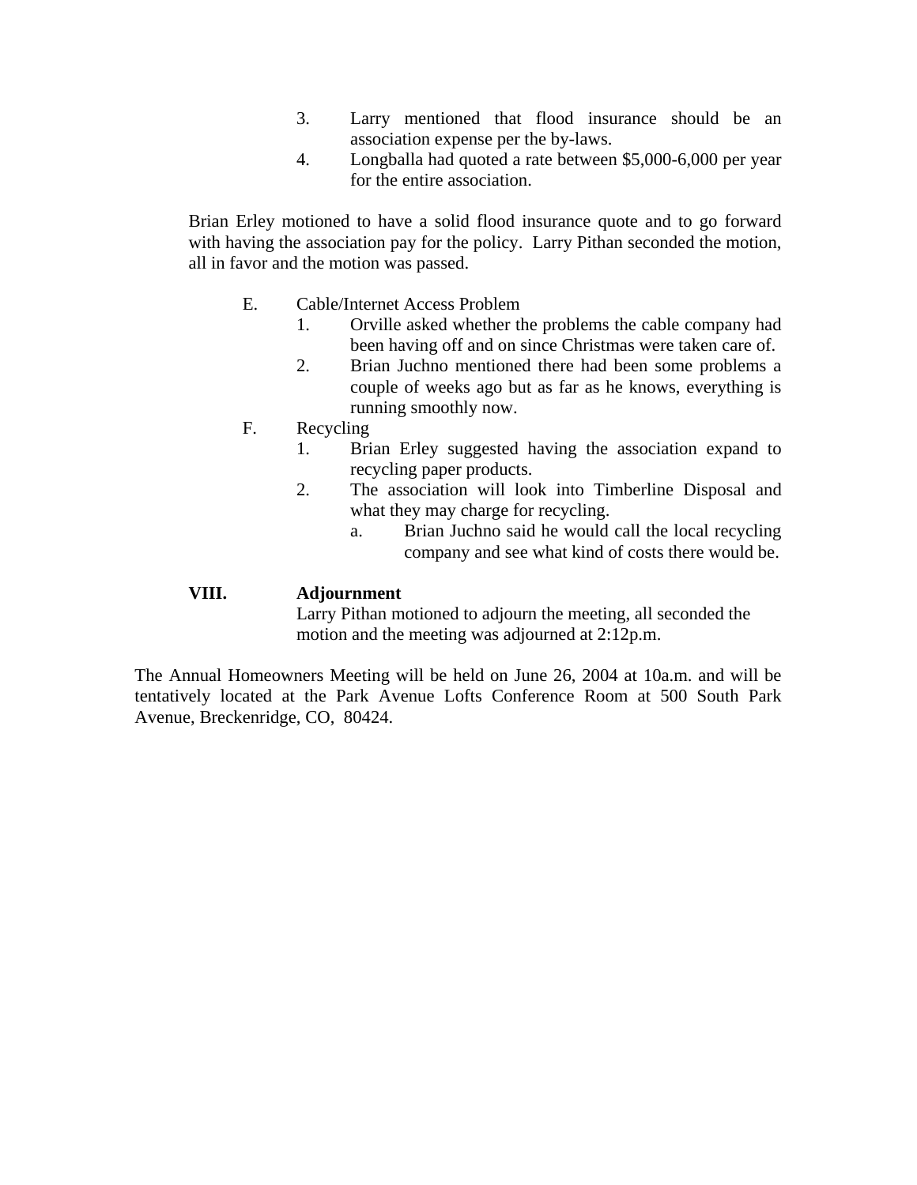3. Larry mentioned that flood insurance should be an association expense per the by-laws.
4. Longballa had quoted a rate between $5,000-6,000 per year for the entire association.

Brian Erley motioned to have a solid flood insurance quote and to go forward with having the association pay for the policy. Larry Pithan seconded the motion, all in favor and the motion was passed.

E. Cable/Internet Access Problem
   1. Orville asked whether the problems the cable company had been having off and on since Christmas were taken care of.
   2. Brian Juchno mentioned there had been some problems a couple of weeks ago but as far as he knows, everything is running smoothly now.

F. Recycling
   1. Brian Erley suggested having the association expand to recycling paper products.
   2. The association will look into Timberline Disposal and what they may charge for recycling.
      a. Brian Juchno said he would call the local recycling company and see what kind of costs there would be.

**VIII. Adjournment**

Larry Pithan motioned to adjourn the meeting, all seconded the motion and the meeting was adjourned at 2:12p.m.

The Annual Homeowners Meeting will be held on June 26, 2004 at 10a.m. and will be tentatively located at the Park Avenue Lofts Conference Room at 500 South Park Avenue, Breckenridge, CO, 80424.